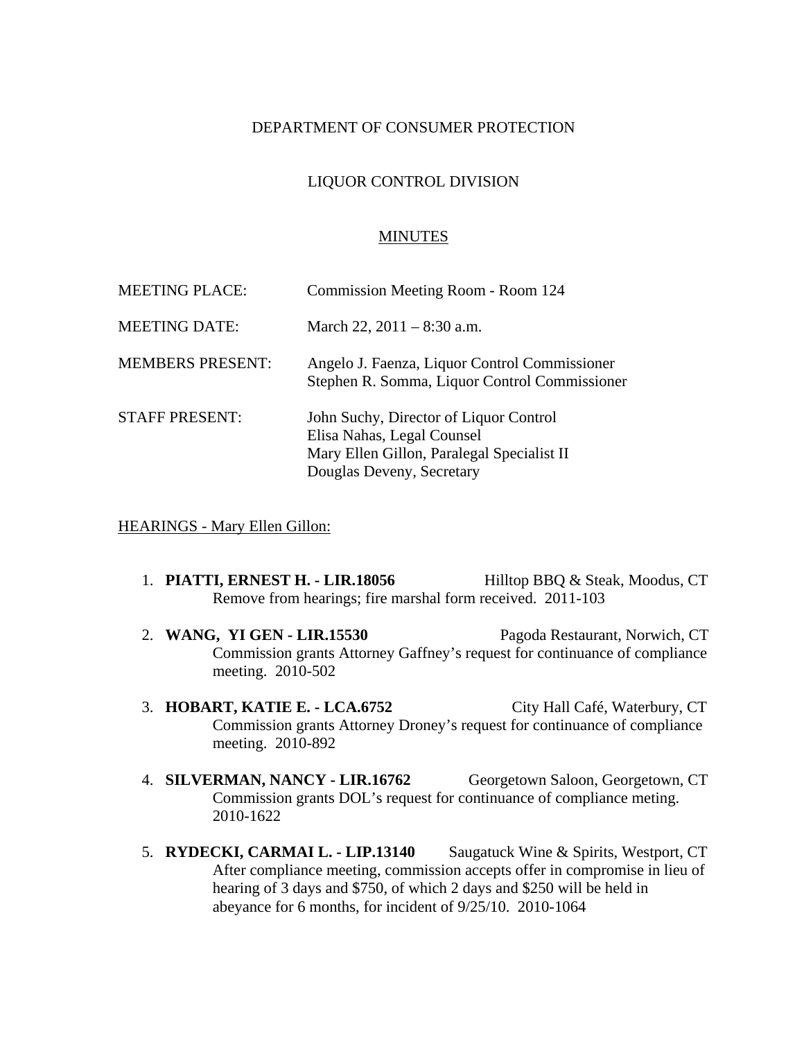DEPARTMENT OF CONSUMER PROTECTION

LIQUOR CONTROL DIVISION

MINUTES

| | |
|---|---|
| MEETING PLACE: | Commission Meeting Room - Room 124 |
| MEETING DATE: | March 22, 2011 – 8:30 a.m. |
| MEMBERS PRESENT: | Angelo J. Faenza, Liquor Control Commissioner<br>Stephen R. Somma, Liquor Control Commissioner |
| STAFF PRESENT: | John Suchy, Director of Liquor Control<br>Elisa Nahas, Legal Counsel<br>Mary Ellen Gillon, Paralegal Specialist II<br>Douglas Deveny, Secretary |

HEARINGS - Mary Ellen Gillon:

1. **PIATTI, ERNEST H. - LIR.18056** Hilltop BBQ & Steak, Moodus, CT
   Remove from hearings; fire marshal form received. 2011-103

2. **WANG, YI GEN - LIR.15530** Pagoda Restaurant, Norwich, CT
   Commission grants Attorney Gaffney's request for continuance of compliance meeting. 2010-502

3. **HOBART, KATIE E. - LCA.6752** City Hall Café, Waterbury, CT
   Commission grants Attorney Droney's request for continuance of compliance meeting. 2010-892

4. **SILVERMAN, NANCY - LIR.16762** Georgetown Saloon, Georgetown, CT
   Commission grants DOL's request for continuance of compliance meting. 2010-1622

5. **RYDECKI, CARMAI L. - LIP.13140** Saugatuck Wine & Spirits, Westport, CT
   After compliance meeting, commission accepts offer in compromise in lieu of hearing of 3 days and $750, of which 2 days and $250 will be held in abeyance for 6 months, for incident of 9/25/10. 2010-1064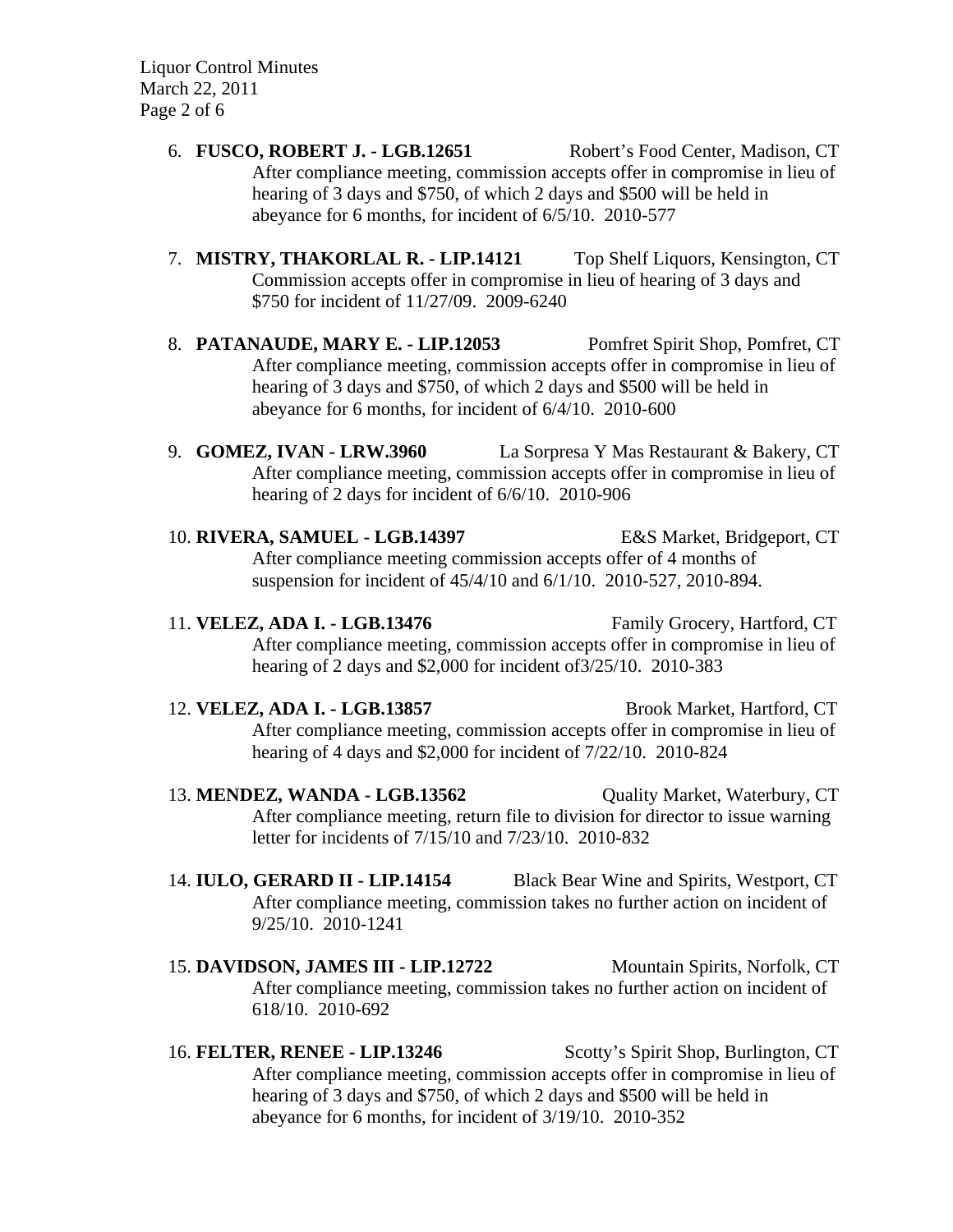6. **FUSCO, ROBERT J. - LGB.12651** Robert's Food Center, Madison, CT
   After compliance meeting, commission accepts offer in compromise in lieu of hearing of 3 days and $750, of which 2 days and $500 will be held in abeyance for 6 months, for incident of 6/5/10. 2010-577

7. **MISTRY, THAKORLAL R. - LIP.14121** Top Shelf Liquors, Kensington, CT
   Commission accepts offer in compromise in lieu of hearing of 3 days and $750 for incident of 11/27/09. 2009-6240

8. **PATANAUDE, MARY E. - LIP.12053** Pomfret Spirit Shop, Pomfret, CT
   After compliance meeting, commission accepts offer in compromise in lieu of hearing of 3 days and $750, of which 2 days and $500 will be held in abeyance for 6 months, for incident of 6/4/10. 2010-600

9. **GOMEZ, IVAN - LRW.3960** La Sorpresa Y Mas Restaurant & Bakery, CT
   After compliance meeting, commission accepts offer in compromise in lieu of hearing of 2 days for incident of 6/6/10. 2010-906

10. **RIVERA, SAMUEL - LGB.14397** E&S Market, Bridgeport, CT
    After compliance meeting commission accepts offer of 4 months of suspension for incident of 45/4/10 and 6/1/10. 2010-527, 2010-894.

11. **VELEZ, ADA I. - LGB.13476** Family Grocery, Hartford, CT
    After compliance meeting, commission accepts offer in compromise in lieu of hearing of 2 days and $2,000 for incident of3/25/10. 2010-383

12. **VELEZ, ADA I. - LGB.13857** Brook Market, Hartford, CT
    After compliance meeting, commission accepts offer in compromise in lieu of hearing of 4 days and $2,000 for incident of 7/22/10. 2010-824

13. **MENDEZ, WANDA - LGB.13562** Quality Market, Waterbury, CT
    After compliance meeting, return file to division for director to issue warning letter for incidents of 7/15/10 and 7/23/10. 2010-832

14. **IULO, GERARD II - LIP.14154** Black Bear Wine and Spirits, Westport, CT
    After compliance meeting, commission takes no further action on incident of 9/25/10. 2010-1241

15. **DAVIDSON, JAMES III - LIP.12722** Mountain Spirits, Norfolk, CT
    After compliance meeting, commission takes no further action on incident of 618/10. 2010-692

16. **FELTER, RENEE - LIP.13246** Scotty's Spirit Shop, Burlington, CT
    After compliance meeting, commission accepts offer in compromise in lieu of hearing of 3 days and $750, of which 2 days and $500 will be held in abeyance for 6 months, for incident of 3/19/10. 2010-352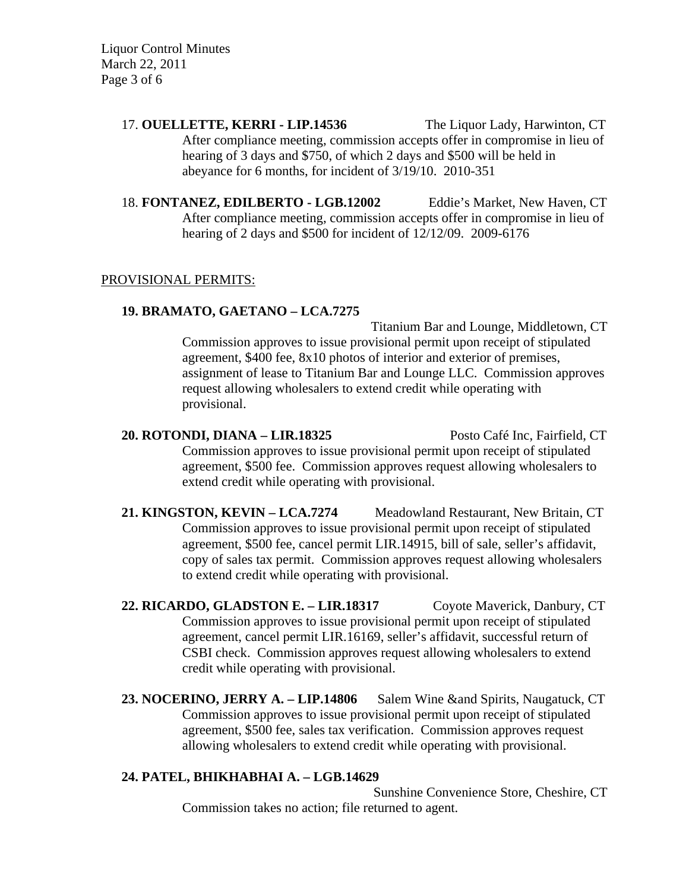17. **OUELLETTE, KERRI - LIP.14536** The Liquor Lady, Harwinton, CT

After compliance meeting, commission accepts offer in compromise in lieu of hearing of 3 days and $750, of which 2 days and $500 will be held in abeyance for 6 months, for incident of 3/19/10. 2010-351

18. **FONTANEZ, EDILBERTO - LGB.12002** Eddie's Market, New Haven, CT

After compliance meeting, commission accepts offer in compromise in lieu of hearing of 2 days and $500 for incident of 12/12/09. 2009-6176

PROVISIONAL PERMITS:

**19. BRAMATO, GAETANO – LCA.7275** Titanium Bar and Lounge, Middletown, CT

Commission approves to issue provisional permit upon receipt of stipulated agreement, $400 fee, 8x10 photos of interior and exterior of premises, assignment of lease to Titanium Bar and Lounge LLC. Commission approves request allowing wholesalers to extend credit while operating with provisional.

**20. ROTONDI, DIANA – LIR.18325** Posto Café Inc, Fairfield, CT

Commission approves to issue provisional permit upon receipt of stipulated agreement, $500 fee. Commission approves request allowing wholesalers to extend credit while operating with provisional.

**21. KINGSTON, KEVIN – LCA.7274** Meadowland Restaurant, New Britain, CT

Commission approves to issue provisional permit upon receipt of stipulated agreement, $500 fee, cancel permit LIR.14915, bill of sale, seller's affidavit, copy of sales tax permit. Commission approves request allowing wholesalers to extend credit while operating with provisional.

**22. RICARDO, GLADSTON E. – LIR.18317** Coyote Maverick, Danbury, CT

Commission approves to issue provisional permit upon receipt of stipulated agreement, cancel permit LIR.16169, seller's affidavit, successful return of CSBI check. Commission approves request allowing wholesalers to extend credit while operating with provisional.

**23. NOCERINO, JERRY A. – LIP.14806** Salem Wine &and Spirits, Naugatuck, CT

Commission approves to issue provisional permit upon receipt of stipulated agreement, $500 fee, sales tax verification. Commission approves request allowing wholesalers to extend credit while operating with provisional.

**24. PATEL, BHIKHABHAI A. – LGB.14629** Sunshine Convenience Store, Cheshire, CT

Commission takes no action; file returned to agent.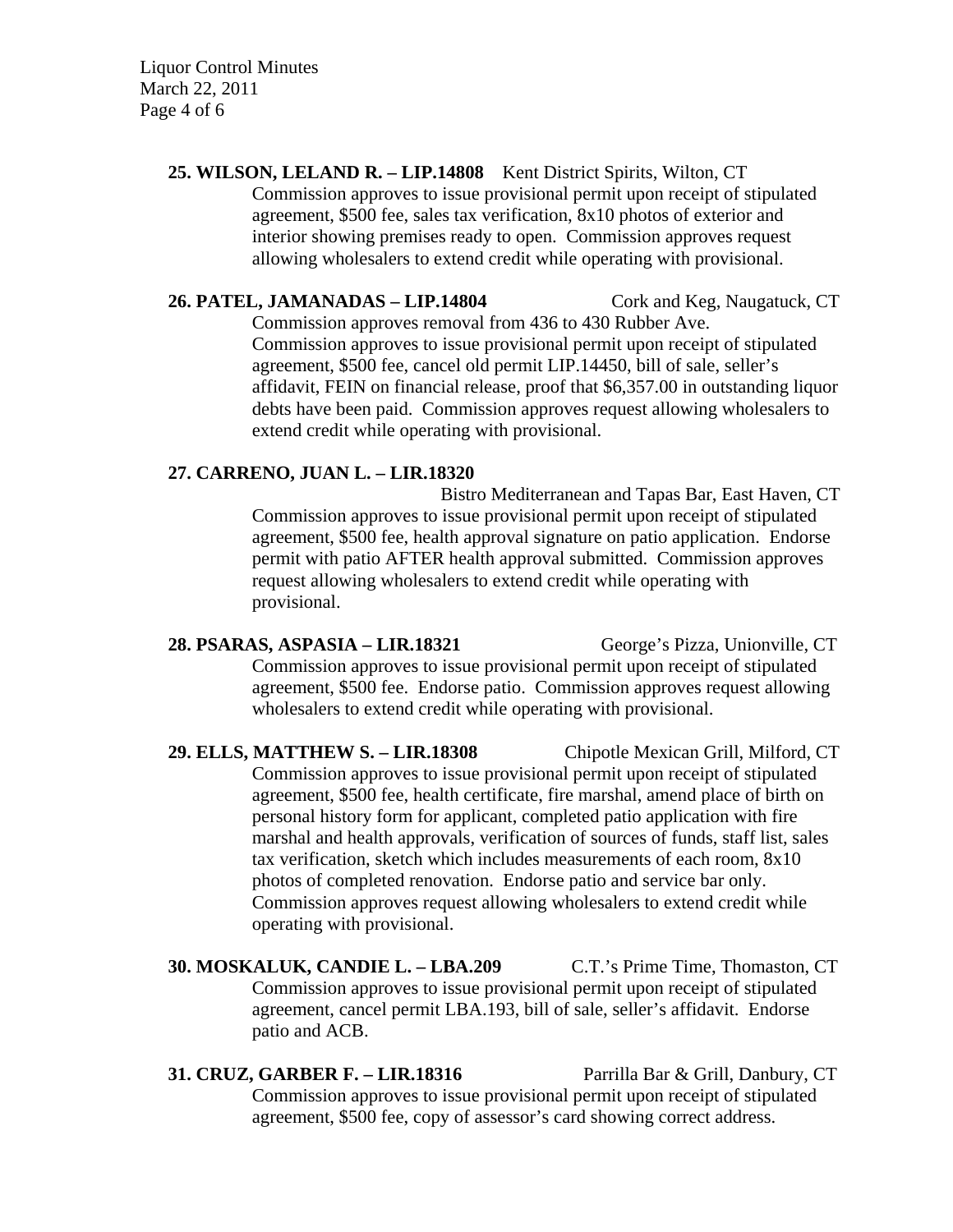**25. WILSON, LELAND R. – LIP.14808** Kent District Spirits, Wilton, CT

Commission approves to issue provisional permit upon receipt of stipulated agreement, $500 fee, sales tax verification, 8x10 photos of exterior and interior showing premises ready to open. Commission approves request allowing wholesalers to extend credit while operating with provisional.

**26. PATEL, JAMANADAS – LIP.14804** Cork and Keg, Naugatuck, CT

Commission approves removal from 436 to 430 Rubber Ave. Commission approves to issue provisional permit upon receipt of stipulated agreement, $500 fee, cancel old permit LIP.14450, bill of sale, seller's affidavit, FEIN on financial release, proof that $6,357.00 in outstanding liquor debts have been paid. Commission approves request allowing wholesalers to extend credit while operating with provisional.

**27. CARRENO, JUAN L. – LIR.18320**

Bistro Mediterranean and Tapas Bar, East Haven, CT

Commission approves to issue provisional permit upon receipt of stipulated agreement, $500 fee, health approval signature on patio application. Endorse permit with patio AFTER health approval submitted. Commission approves request allowing wholesalers to extend credit while operating with provisional.

**28. PSARAS, ASPASIA – LIR.18321** George's Pizza, Unionville, CT

Commission approves to issue provisional permit upon receipt of stipulated agreement, $500 fee. Endorse patio. Commission approves request allowing wholesalers to extend credit while operating with provisional.

**29. ELLS, MATTHEW S. – LIR.18308** Chipotle Mexican Grill, Milford, CT

Commission approves to issue provisional permit upon receipt of stipulated agreement, $500 fee, health certificate, fire marshal, amend place of birth on personal history form for applicant, completed patio application with fire marshal and health approvals, verification of sources of funds, staff list, sales tax verification, sketch which includes measurements of each room, 8x10 photos of completed renovation. Endorse patio and service bar only. Commission approves request allowing wholesalers to extend credit while operating with provisional.

**30. MOSKALUK, CANDIE L. – LBA.209** C.T.'s Prime Time, Thomaston, CT

Commission approves to issue provisional permit upon receipt of stipulated agreement, cancel permit LBA.193, bill of sale, seller's affidavit. Endorse patio and ACB.

**31. CRUZ, GARBER F. – LIR.18316** Parrilla Bar & Grill, Danbury, CT

Commission approves to issue provisional permit upon receipt of stipulated agreement, $500 fee, copy of assessor's card showing correct address.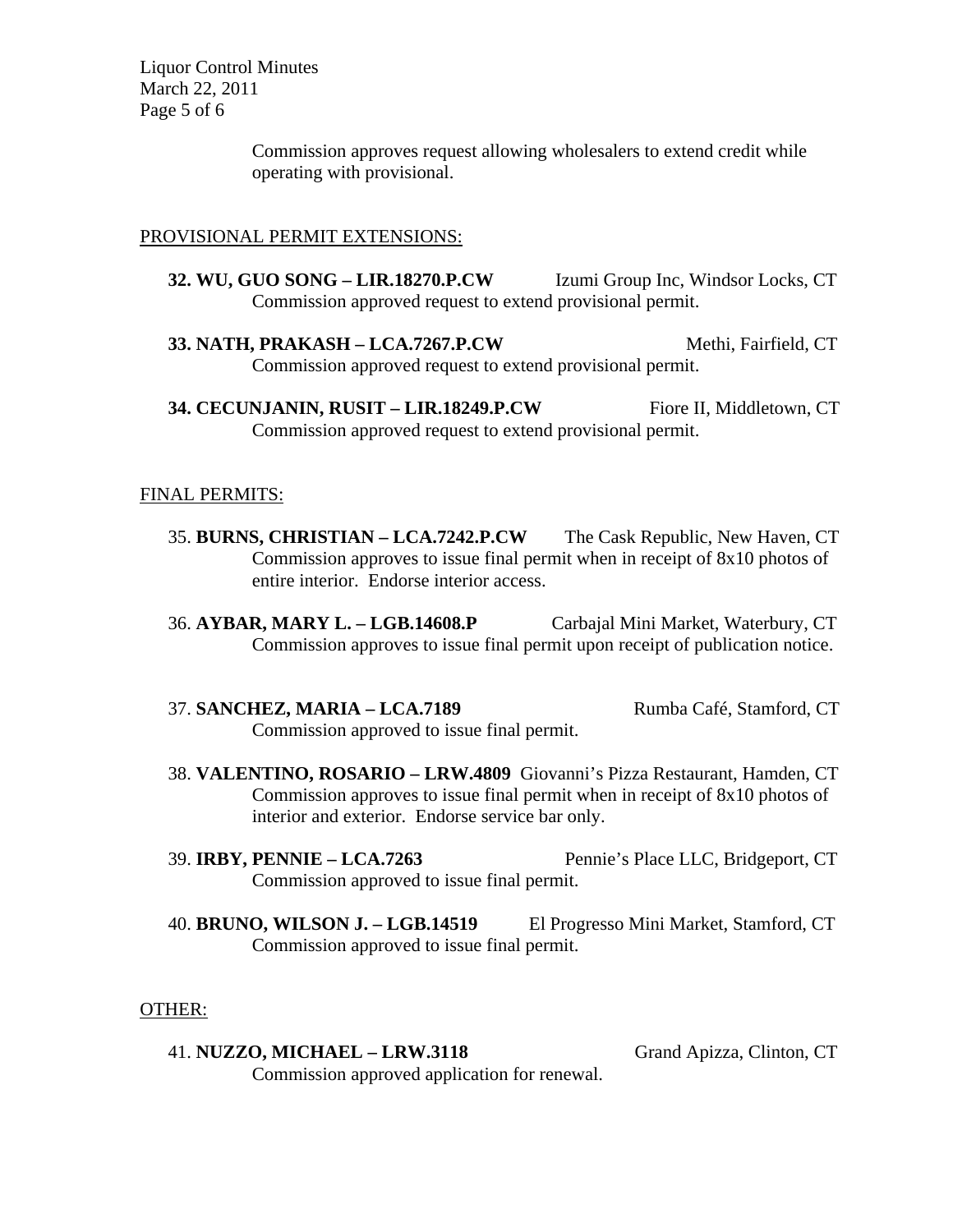Commission approves request allowing wholesalers to extend credit while operating with provisional.

## PROVISIONAL PERMIT EXTENSIONS:

**32. WU, GUO SONG – LIR.18270.P.CW** Izumi Group Inc, Windsor Locks, CT
Commission approved request to extend provisional permit.

**33. NATH, PRAKASH – LCA.7267.P.CW** Methi, Fairfield, CT
Commission approved request to extend provisional permit.

**34. CECUNJANIN, RUSIT – LIR.18249.P.CW** Fiore II, Middletown, CT
Commission approved request to extend provisional permit.

## FINAL PERMITS:

35. **BURNS, CHRISTIAN – LCA.7242.P.CW** The Cask Republic, New Haven, CT
Commission approves to issue final permit when in receipt of 8x10 photos of entire interior. Endorse interior access.

36. **AYBAR, MARY L. – LGB.14608.P** Carbajal Mini Market, Waterbury, CT
Commission approves to issue final permit upon receipt of publication notice.

37. **SANCHEZ, MARIA – LCA.7189** Rumba Café, Stamford, CT
Commission approved to issue final permit.

38. **VALENTINO, ROSARIO – LRW.4809** Giovanni's Pizza Restaurant, Hamden, CT
Commission approves to issue final permit when in receipt of 8x10 photos of interior and exterior. Endorse service bar only.

39. **IRBY, PENNIE – LCA.7263** Pennie's Place LLC, Bridgeport, CT
Commission approved to issue final permit.

40. **BRUNO, WILSON J. – LGB.14519** El Progresso Mini Market, Stamford, CT
Commission approved to issue final permit.

## OTHER:

41. **NUZZO, MICHAEL – LRW.3118** Grand Apizza, Clinton, CT
Commission approved application for renewal.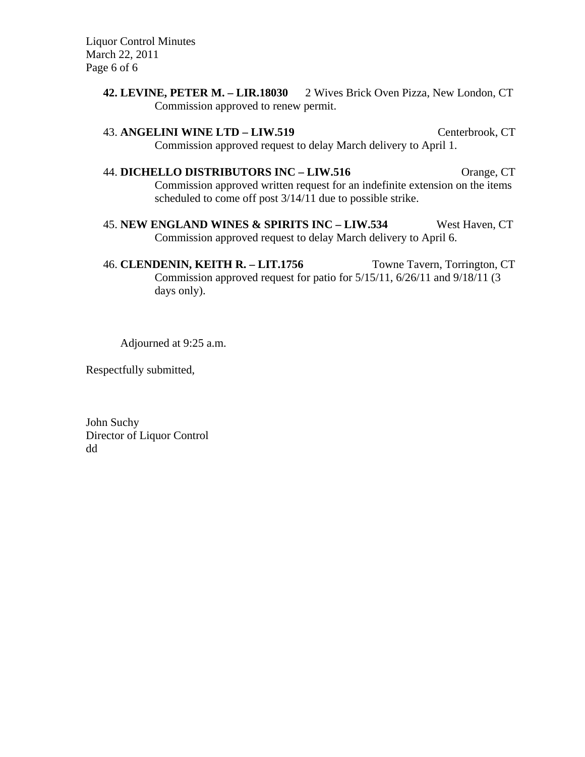**42. LEVINE, PETER M. – LIR.18030** 2 Wives Brick Oven Pizza, New London, CT
Commission approved to renew permit.

43. **ANGELINI WINE LTD – LIW.519** Centerbrook, CT
Commission approved request to delay March delivery to April 1.

44. **DICHELLO DISTRIBUTORS INC – LIW.516** Orange, CT
Commission approved written request for an indefinite extension on the items scheduled to come off post 3/14/11 due to possible strike.

45. **NEW ENGLAND WINES & SPIRITS INC – LIW.534** West Haven, CT
Commission approved request to delay March delivery to April 6.

46. **CLENDENIN, KEITH R. – LIT.1756** Towne Tavern, Torrington, CT
Commission approved request for patio for 5/15/11, 6/26/11 and 9/18/11 (3 days only).

Adjourned at 9:25 a.m.

Respectfully submitted,

John Suchy
Director of Liquor Control
dd